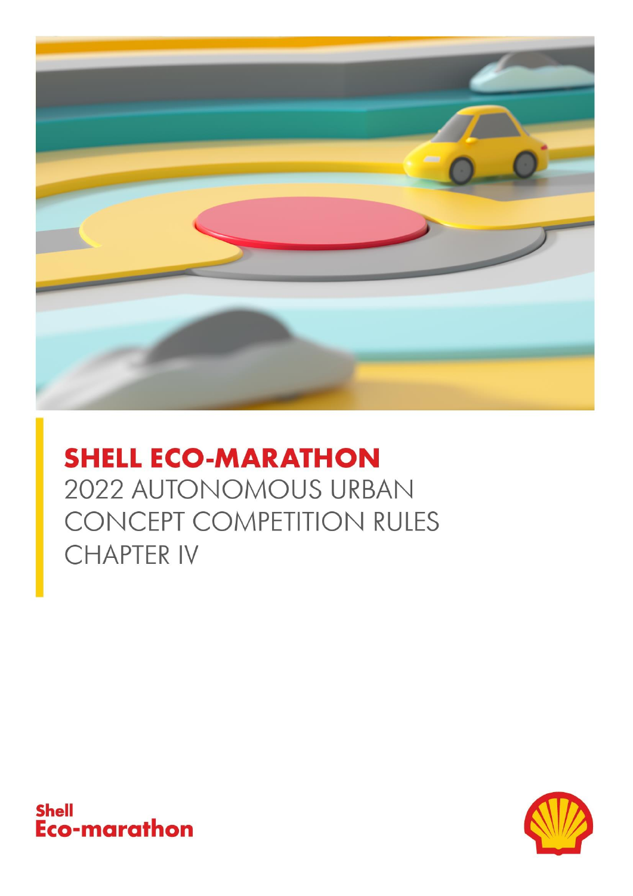# SHELL ECO-MARATHON

2022 AUTONOMOUS URBAN CONCEPT COMPETITION RULES

CHAPTER IV

Shell
Eco-marathon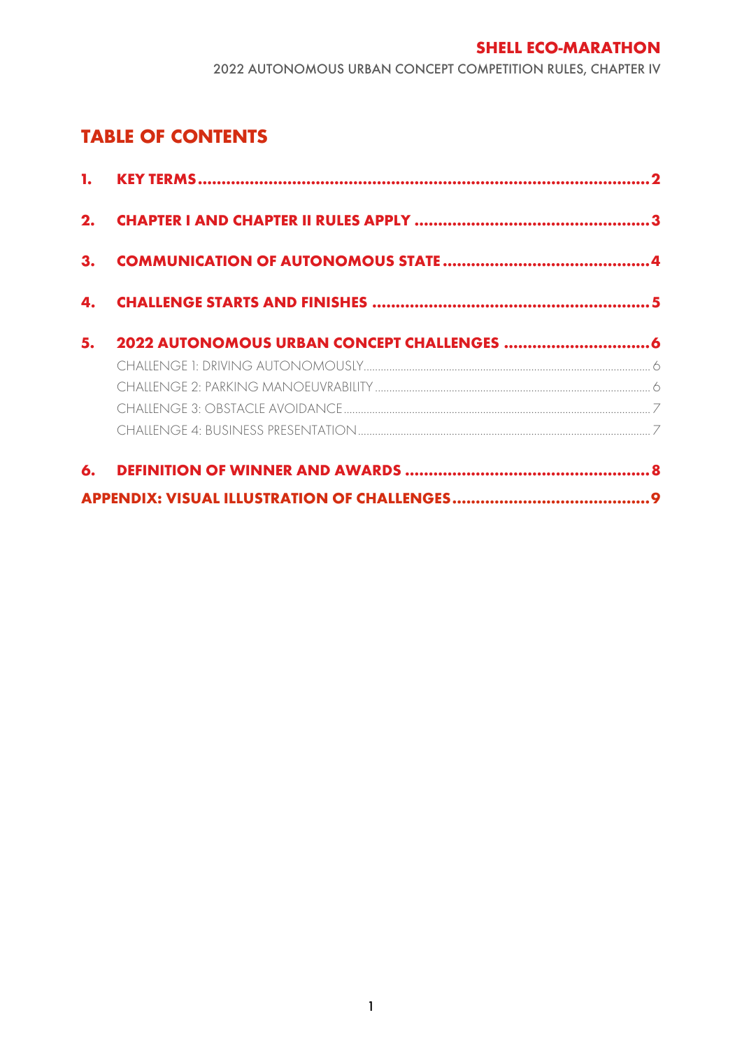# TABLE OF CONTENTS

1. KEY TERMS ..... 2
2. CHAPTER I AND CHAPTER II RULES APPLY ..... 3
3. COMMUNICATION OF AUTONOMOUS STATE ..... 4
4. CHALLENGE STARTS AND FINISHES ..... 5
5. 2022 AUTONOMOUS URBAN CONCEPT CHALLENGES ..... 6
   - CHALLENGE 1: DRIVING AUTONOMOUSLY ..... 6
   - CHALLENGE 2: PARKING MANOEUVRABILITY ..... 6
   - CHALLENGE 3: OBSTACLE AVOIDANCE ..... 7
   - CHALLENGE 4: BUSINESS PRESENTATION ..... 7
6. DEFINITION OF WINNER AND AWARDS ..... 8

APPENDIX: VISUAL ILLUSTRATION OF CHALLENGES ..... 9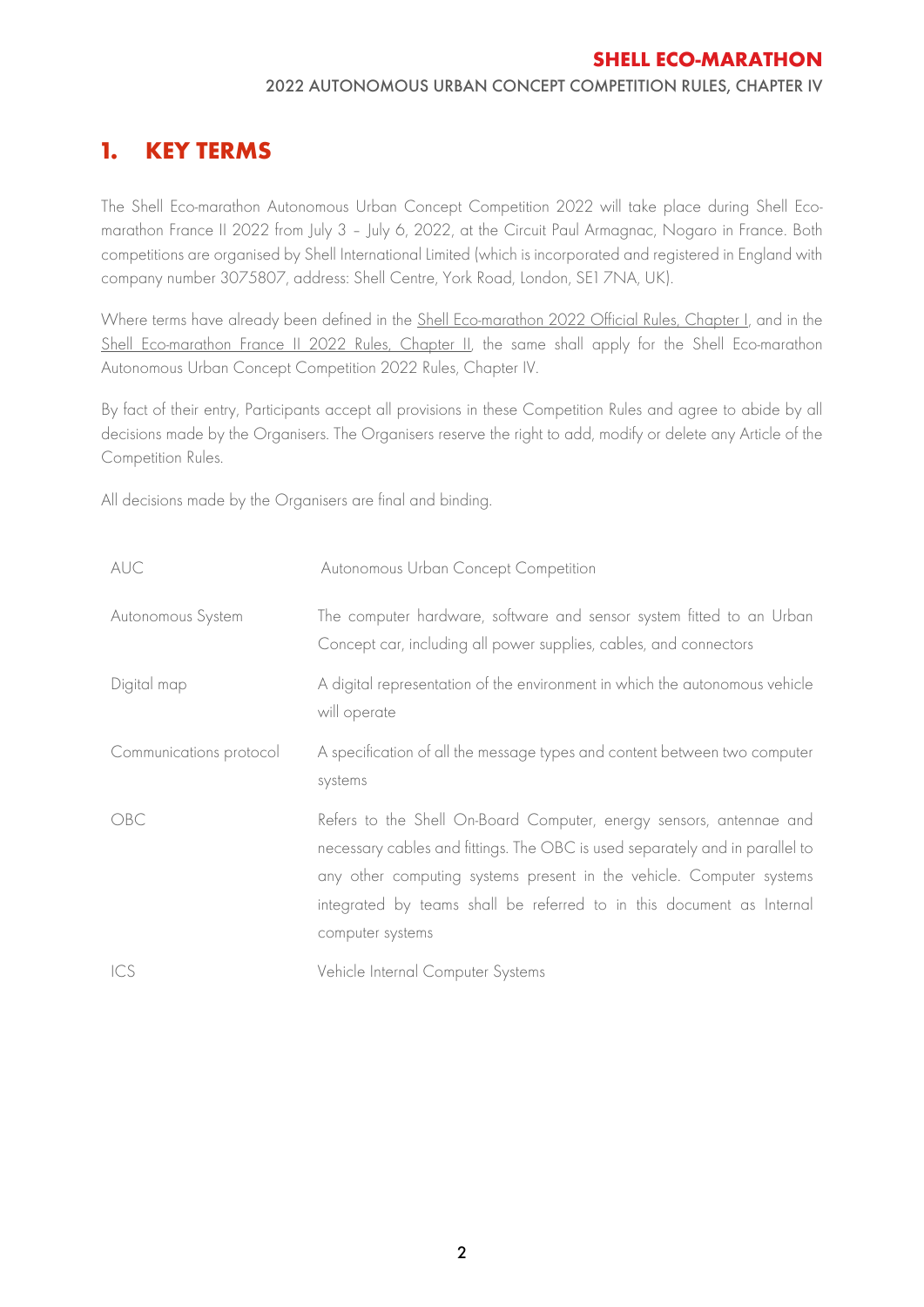# 1. KEY TERMS

The Shell Eco-marathon Autonomous Urban Concept Competition 2022 will take place during Shell Eco-marathon France II 2022 from July 3 – July 6, 2022, at the Circuit Paul Armagnac, Nogaro in France. Both competitions are organised by Shell International Limited (which is incorporated and registered in England with company number 3075807, address: Shell Centre, York Road, London, SE1 7NA, UK).

Where terms have already been defined in the Shell Eco-marathon 2022 Official Rules, Chapter I, and in the Shell Eco-marathon France II 2022 Rules, Chapter II, the same shall apply for the Shell Eco-marathon Autonomous Urban Concept Competition 2022 Rules, Chapter IV.

By fact of their entry, Participants accept all provisions in these Competition Rules and agree to abide by all decisions made by the Organisers. The Organisers reserve the right to add, modify or delete any Article of the Competition Rules.

All decisions made by the Organisers are final and binding.

| | |
|---|---|
| AUC | Autonomous Urban Concept Competition |
| Autonomous System | The computer hardware, software and sensor system fitted to an Urban Concept car, including all power supplies, cables, and connectors |
| Digital map | A digital representation of the environment in which the autonomous vehicle will operate |
| Communications protocol | A specification of all the message types and content between two computer systems |
| OBC | Refers to the Shell On-Board Computer, energy sensors, antennae and necessary cables and fittings. The OBC is used separately and in parallel to any other computing systems present in the vehicle. Computer systems integrated by teams shall be referred to in this document as Internal computer systems |
| ICS | Vehicle Internal Computer Systems |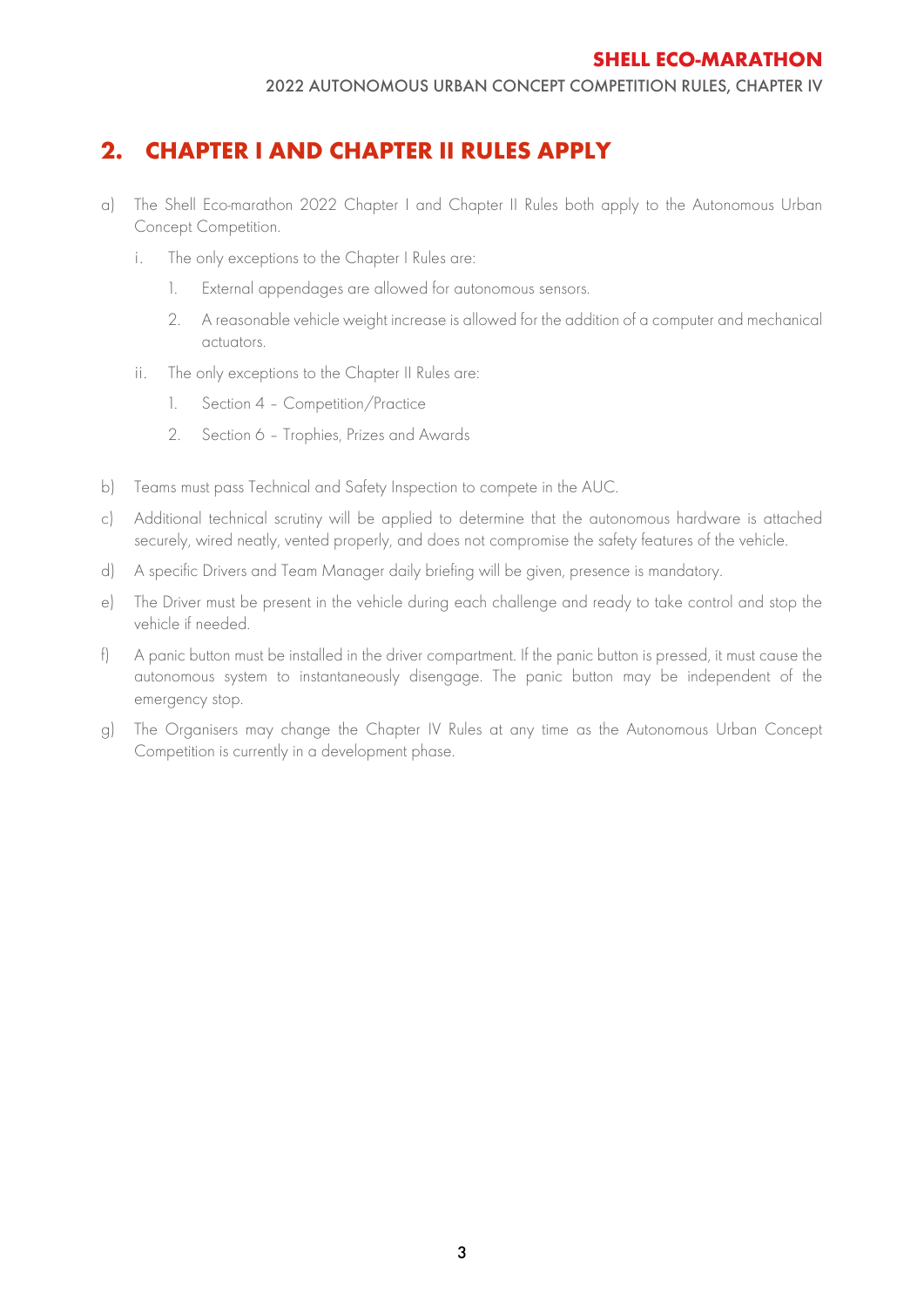## 2. CHAPTER I AND CHAPTER II RULES APPLY

a) The Shell Eco-marathon 2022 Chapter I and Chapter II Rules both apply to the Autonomous Urban Concept Competition.

   i. The only exceptions to the Chapter I Rules are:

      1. External appendages are allowed for autonomous sensors.

      2. A reasonable vehicle weight increase is allowed for the addition of a computer and mechanical actuators.

   ii. The only exceptions to the Chapter II Rules are:

      1. Section 4 – Competition/Practice

      2. Section 6 – Trophies, Prizes and Awards

b) Teams must pass Technical and Safety Inspection to compete in the AUC.

c) Additional technical scrutiny will be applied to determine that the autonomous hardware is attached securely, wired neatly, vented properly, and does not compromise the safety features of the vehicle.

d) A specific Drivers and Team Manager daily briefing will be given, presence is mandatory.

e) The Driver must be present in the vehicle during each challenge and ready to take control and stop the vehicle if needed.

f) A panic button must be installed in the driver compartment. If the panic button is pressed, it must cause the autonomous system to instantaneously disengage. The panic button may be independent of the emergency stop.

g) The Organisers may change the Chapter IV Rules at any time as the Autonomous Urban Concept Competition is currently in a development phase.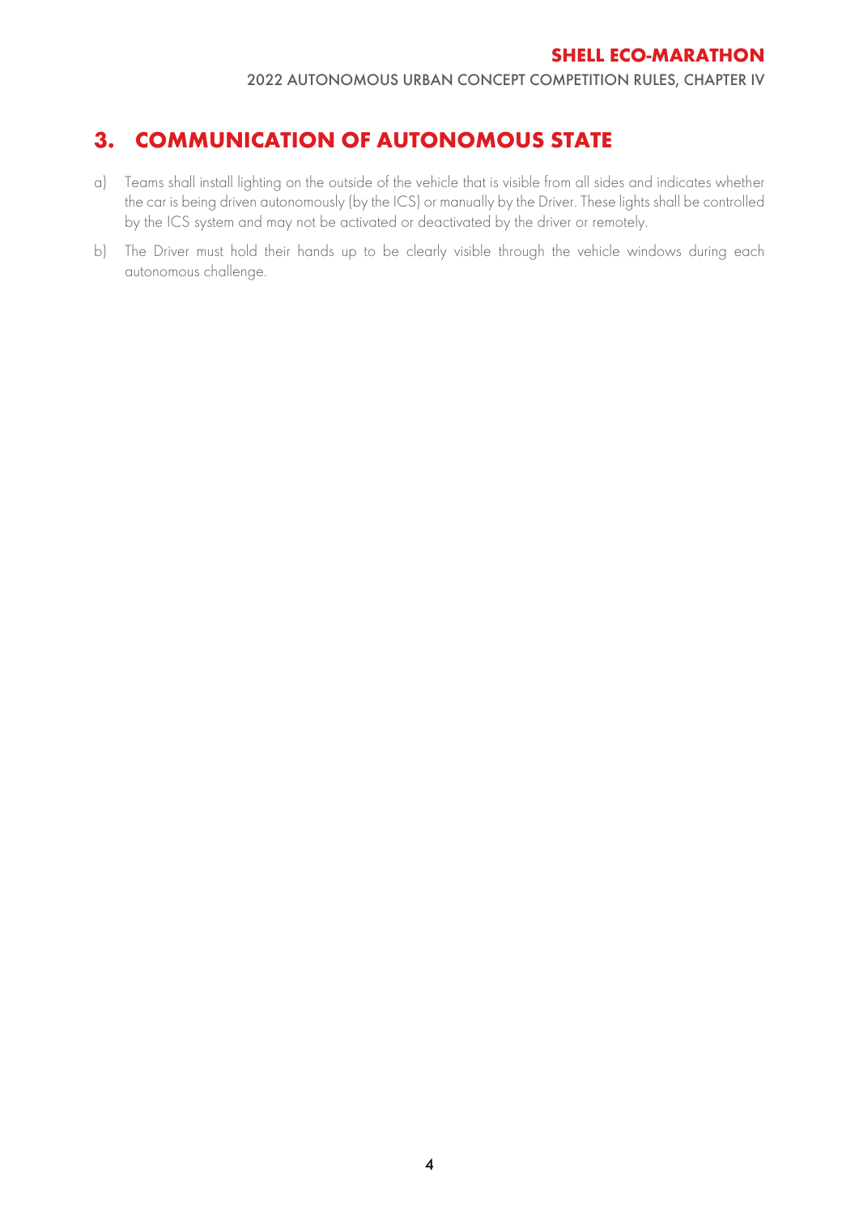## 3. COMMUNICATION OF AUTONOMOUS STATE

a) Teams shall install lighting on the outside of the vehicle that is visible from all sides and indicates whether the car is being driven autonomously (by the ICS) or manually by the Driver. These lights shall be controlled by the ICS system and may not be activated or deactivated by the driver or remotely.

b) The Driver must hold their hands up to be clearly visible through the vehicle windows during each autonomous challenge.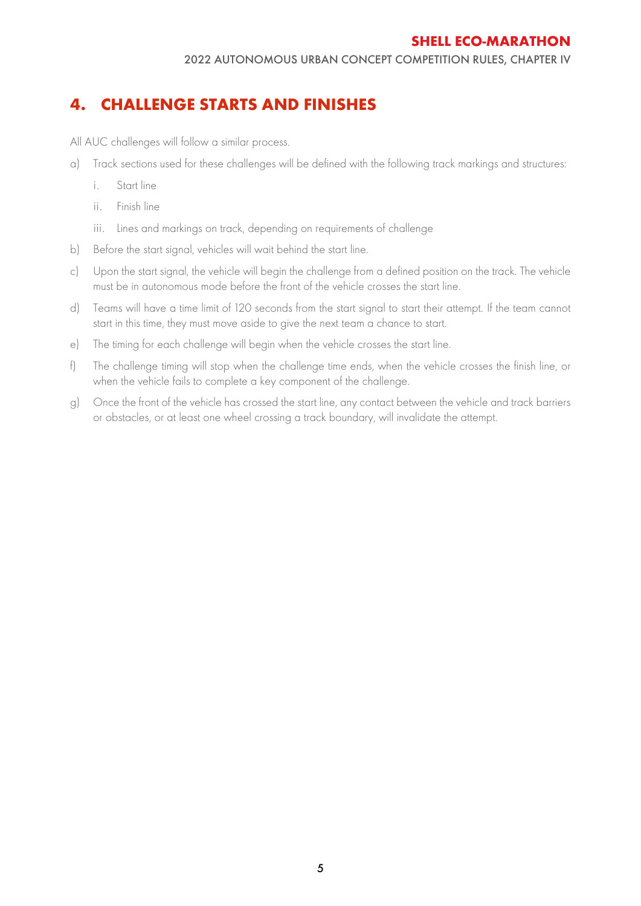# 4. CHALLENGE STARTS AND FINISHES

All AUC challenges will follow a similar process.

a) Track sections used for these challenges will be defined with the following track markings and structures:

   i. Start line

   ii. Finish line

   iii. Lines and markings on track, depending on requirements of challenge

b) Before the start signal, vehicles will wait behind the start line.

c) Upon the start signal, the vehicle will begin the challenge from a defined position on the track. The vehicle must be in autonomous mode before the front of the vehicle crosses the start line.

d) Teams will have a time limit of 120 seconds from the start signal to start their attempt. If the team cannot start in this time, they must move aside to give the next team a chance to start.

e) The timing for each challenge will begin when the vehicle crosses the start line.

f) The challenge timing will stop when the challenge time ends, when the vehicle crosses the finish line, or when the vehicle fails to complete a key component of the challenge.

g) Once the front of the vehicle has crossed the start line, any contact between the vehicle and track barriers or obstacles, or at least one wheel crossing a track boundary, will invalidate the attempt.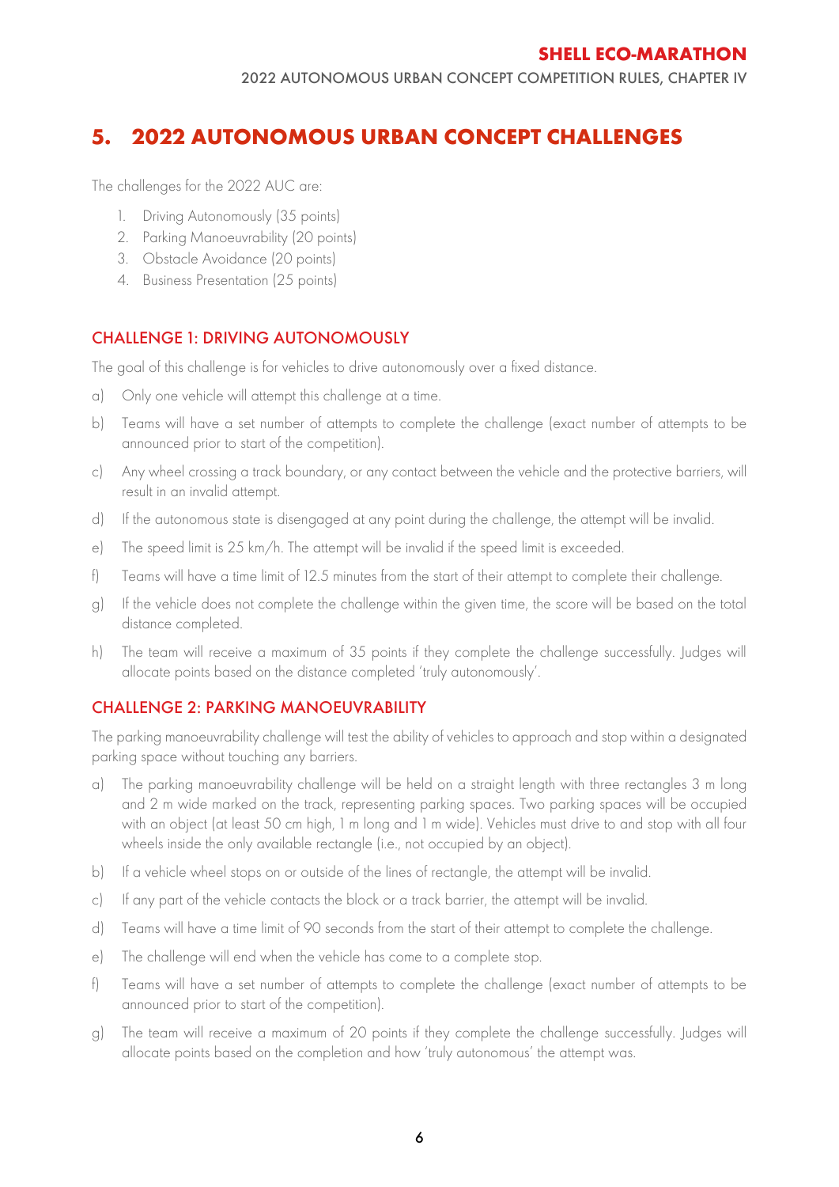# 5. 2022 AUTONOMOUS URBAN CONCEPT CHALLENGES

The challenges for the 2022 AUC are:

1. Driving Autonomously (35 points)
2. Parking Manoeuvrability (20 points)
3. Obstacle Avoidance (20 points)
4. Business Presentation (25 points)

## CHALLENGE 1: DRIVING AUTONOMOUSLY

The goal of this challenge is for vehicles to drive autonomously over a fixed distance.

a) Only one vehicle will attempt this challenge at a time.

b) Teams will have a set number of attempts to complete the challenge (exact number of attempts to be announced prior to start of the competition).

c) Any wheel crossing a track boundary, or any contact between the vehicle and the protective barriers, will result in an invalid attempt.

d) If the autonomous state is disengaged at any point during the challenge, the attempt will be invalid.

e) The speed limit is 25 km/h. The attempt will be invalid if the speed limit is exceeded.

f) Teams will have a time limit of 12.5 minutes from the start of their attempt to complete their challenge.

g) If the vehicle does not complete the challenge within the given time, the score will be based on the total distance completed.

h) The team will receive a maximum of 35 points if they complete the challenge successfully. Judges will allocate points based on the distance completed 'truly autonomously'.

## CHALLENGE 2: PARKING MANOEUVRABILITY

The parking manoeuvrability challenge will test the ability of vehicles to approach and stop within a designated parking space without touching any barriers.

a) The parking manoeuvrability challenge will be held on a straight length with three rectangles 3 m long and 2 m wide marked on the track, representing parking spaces. Two parking spaces will be occupied with an object (at least 50 cm high, 1 m long and 1 m wide). Vehicles must drive to and stop with all four wheels inside the only available rectangle (i.e., not occupied by an object).

b) If a vehicle wheel stops on or outside of the lines of rectangle, the attempt will be invalid.

c) If any part of the vehicle contacts the block or a track barrier, the attempt will be invalid.

d) Teams will have a time limit of 90 seconds from the start of their attempt to complete the challenge.

e) The challenge will end when the vehicle has come to a complete stop.

f) Teams will have a set number of attempts to complete the challenge (exact number of attempts to be announced prior to start of the competition).

g) The team will receive a maximum of 20 points if they complete the challenge successfully. Judges will allocate points based on the completion and how 'truly autonomous' the attempt was.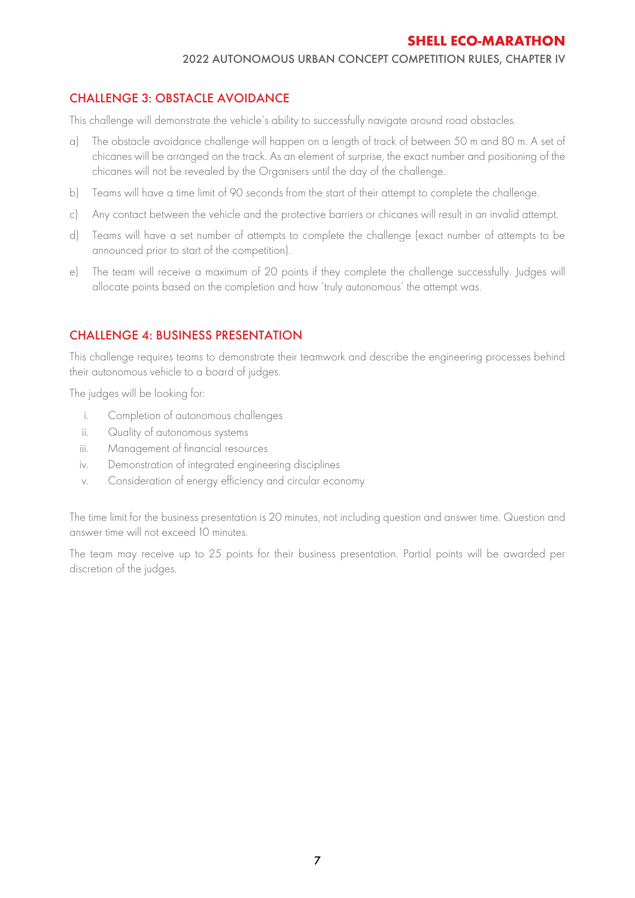## CHALLENGE 3: OBSTACLE AVOIDANCE

This challenge will demonstrate the vehicle's ability to successfully navigate around road obstacles.

a) The obstacle avoidance challenge will happen on a length of track of between 50 m and 80 m. A set of chicanes will be arranged on the track. As an element of surprise, the exact number and positioning of the chicanes will not be revealed by the Organisers until the day of the challenge.

b) Teams will have a time limit of 90 seconds from the start of their attempt to complete the challenge.

c) Any contact between the vehicle and the protective barriers or chicanes will result in an invalid attempt.

d) Teams will have a set number of attempts to complete the challenge (exact number of attempts to be announced prior to start of the competition).

e) The team will receive a maximum of 20 points if they complete the challenge successfully. Judges will allocate points based on the completion and how 'truly autonomous' the attempt was.

## CHALLENGE 4: BUSINESS PRESENTATION

This challenge requires teams to demonstrate their teamwork and describe the engineering processes behind their autonomous vehicle to a board of judges.

The judges will be looking for:

i. Completion of autonomous challenges
ii. Quality of autonomous systems
iii. Management of financial resources
iv. Demonstration of integrated engineering disciplines
v. Consideration of energy efficiency and circular economy

The time limit for the business presentation is 20 minutes, not including question and answer time. Question and answer time will not exceed 10 minutes.

The team may receive up to 25 points for their business presentation. Partial points will be awarded per discretion of the judges.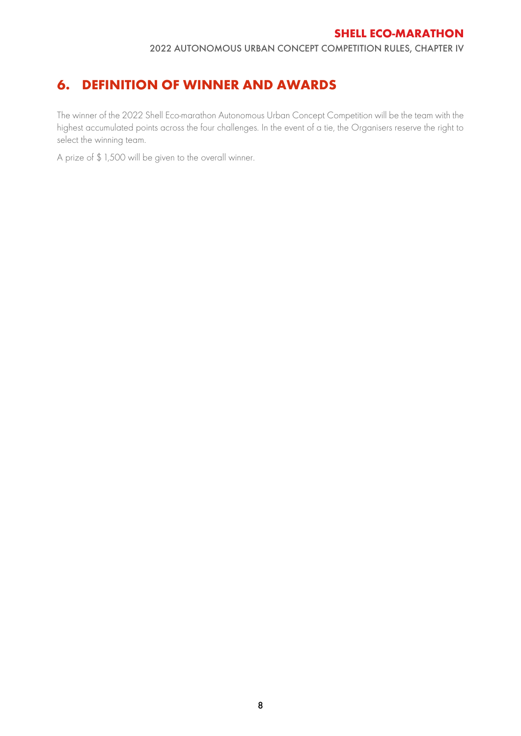## 6. DEFINITION OF WINNER AND AWARDS

The winner of the 2022 Shell Eco-marathon Autonomous Urban Concept Competition will be the team with the highest accumulated points across the four challenges. In the event of a tie, the Organisers reserve the right to select the winning team.

A prize of $ 1,500 will be given to the overall winner.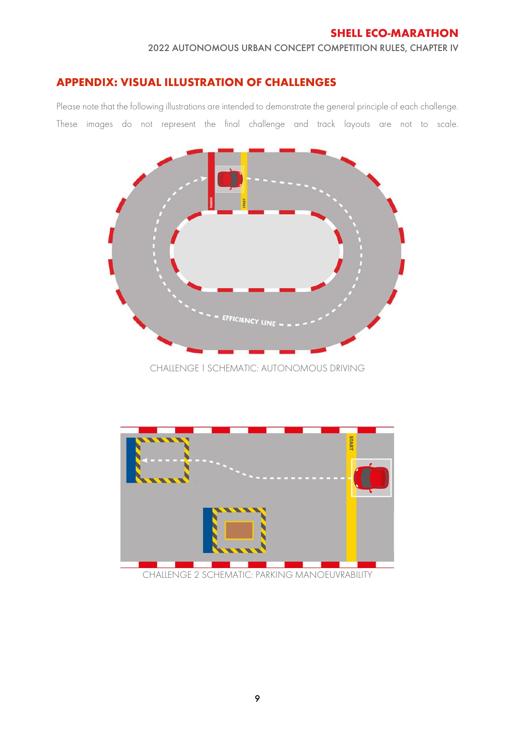## APPENDIX: VISUAL ILLUSTRATION OF CHALLENGES

Please note that the following illustrations are intended to demonstrate the general principle of each challenge. These images do not represent the final challenge and track layouts are not to scale.

CHALLENGE 1 SCHEMATIC: AUTONOMOUS DRIVING

CHALLENGE 2 SCHEMATIC: PARKING MANOEUVRABILITY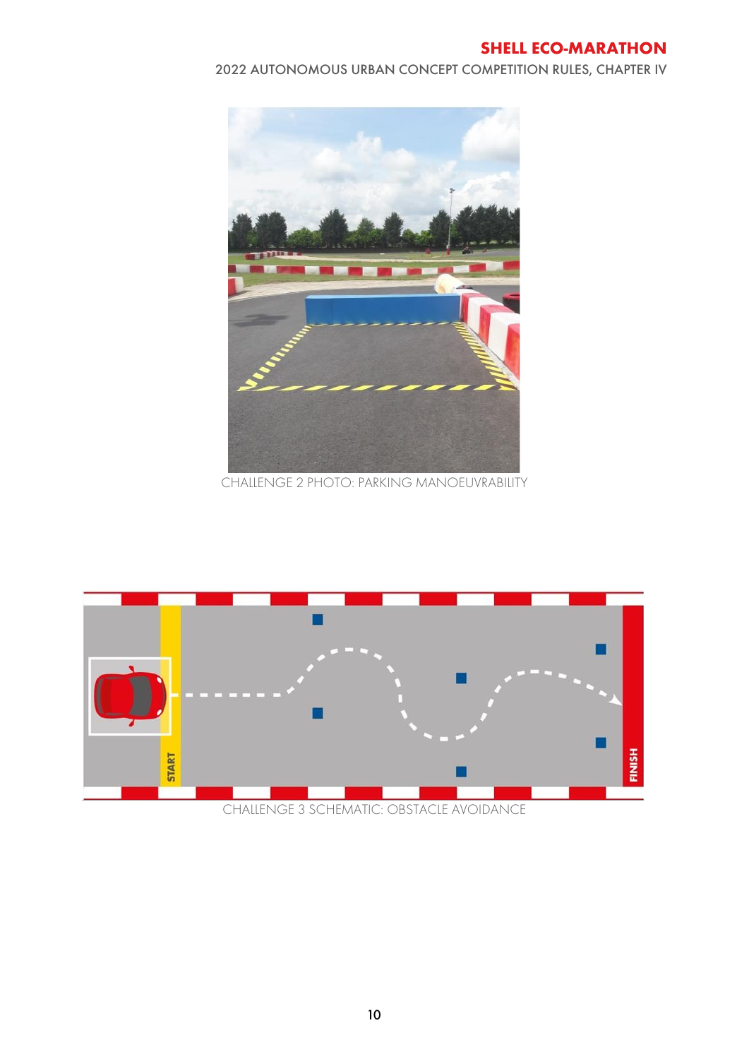CHALLENGE 2 PHOTO: PARKING MANOEUVRABILITY

CHALLENGE 3 SCHEMATIC: OBSTACLE AVOIDANCE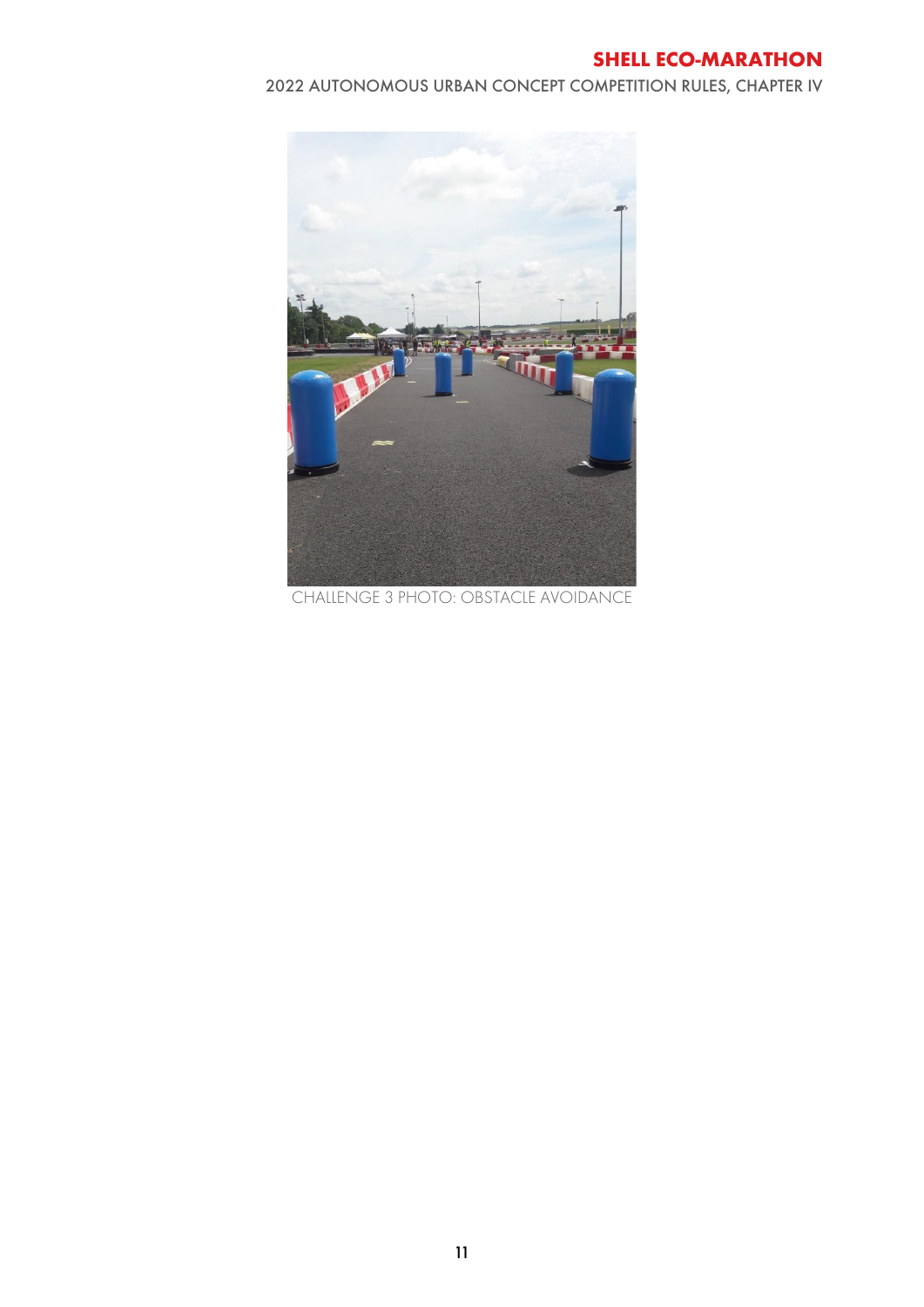CHALLENGE 3 PHOTO: OBSTACLE AVOIDANCE